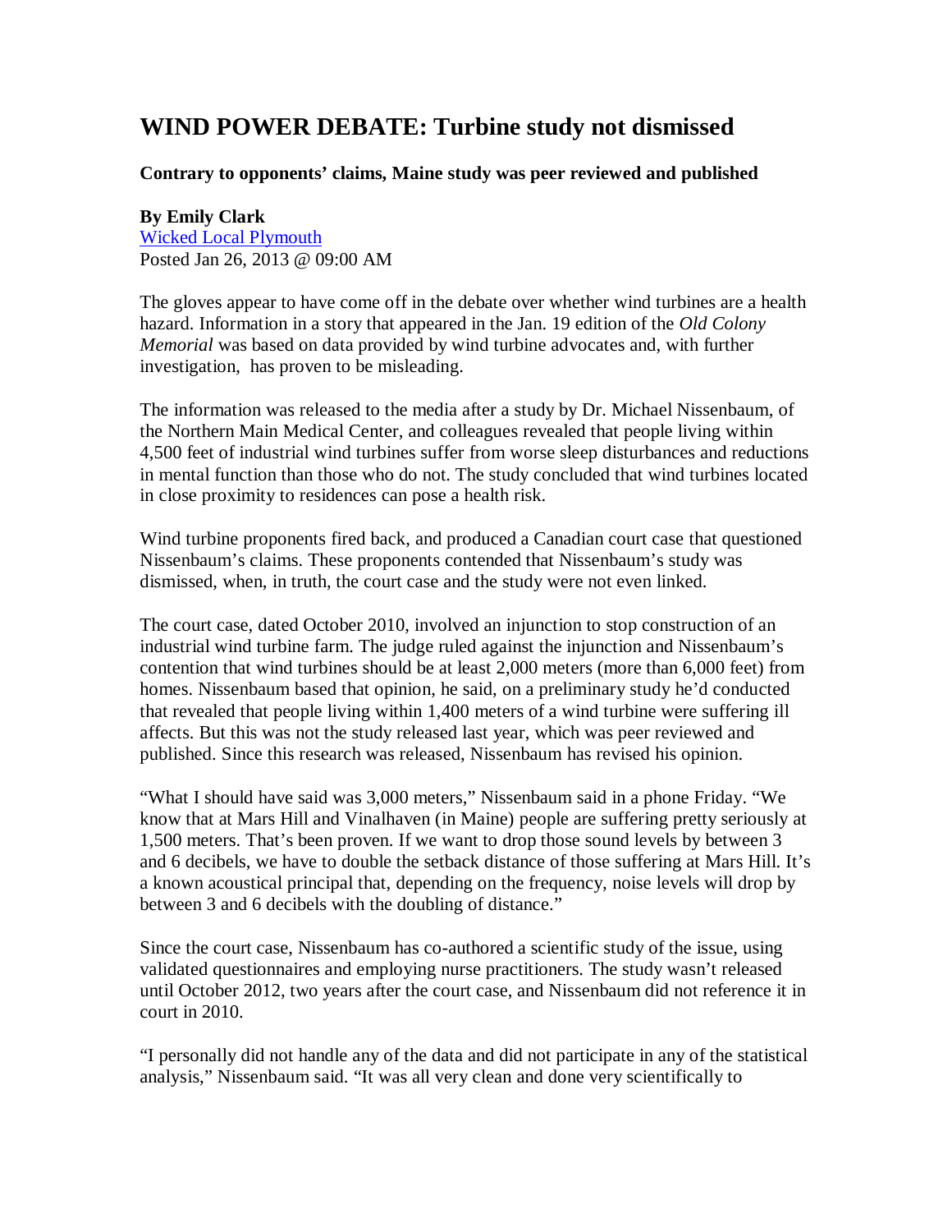# WIND POWER DEBATE: Turbine study not dismissed

**Contrary to opponents' claims, Maine study was peer reviewed and published**

**By Emily Clark**
[Wicked Local Plymouth]
Posted Jan 26, 2013 @ 09:00 AM

The gloves appear to have come off in the debate over whether wind turbines are a health hazard. Information in a story that appeared in the Jan. 19 edition of the *Old Colony Memorial* was based on data provided by wind turbine advocates and, with further investigation, has proven to be misleading.

The information was released to the media after a study by Dr. Michael Nissenbaum, of the Northern Main Medical Center, and colleagues revealed that people living within 4,500 feet of industrial wind turbines suffer from worse sleep disturbances and reductions in mental function than those who do not. The study concluded that wind turbines located in close proximity to residences can pose a health risk.

Wind turbine proponents fired back, and produced a Canadian court case that questioned Nissenbaum's claims. These proponents contended that Nissenbaum's study was dismissed, when, in truth, the court case and the study were not even linked.

The court case, dated October 2010, involved an injunction to stop construction of an industrial wind turbine farm. The judge ruled against the injunction and Nissenbaum's contention that wind turbines should be at least 2,000 meters (more than 6,000 feet) from homes. Nissenbaum based that opinion, he said, on a preliminary study he'd conducted that revealed that people living within 1,400 meters of a wind turbine were suffering ill affects. But this was not the study released last year, which was peer reviewed and published. Since this research was released, Nissenbaum has revised his opinion.

"What I should have said was 3,000 meters," Nissenbaum said in a phone Friday. "We know that at Mars Hill and Vinalhaven (in Maine) people are suffering pretty seriously at 1,500 meters. That's been proven. If we want to drop those sound levels by between 3 and 6 decibels, we have to double the setback distance of those suffering at Mars Hill. It's a known acoustical principal that, depending on the frequency, noise levels will drop by between 3 and 6 decibels with the doubling of distance."

Since the court case, Nissenbaum has co-authored a scientific study of the issue, using validated questionnaires and employing nurse practitioners. The study wasn't released until October 2012, two years after the court case, and Nissenbaum did not reference it in court in 2010.

"I personally did not handle any of the data and did not participate in any of the statistical analysis," Nissenbaum said. "It was all very clean and done very scientifically to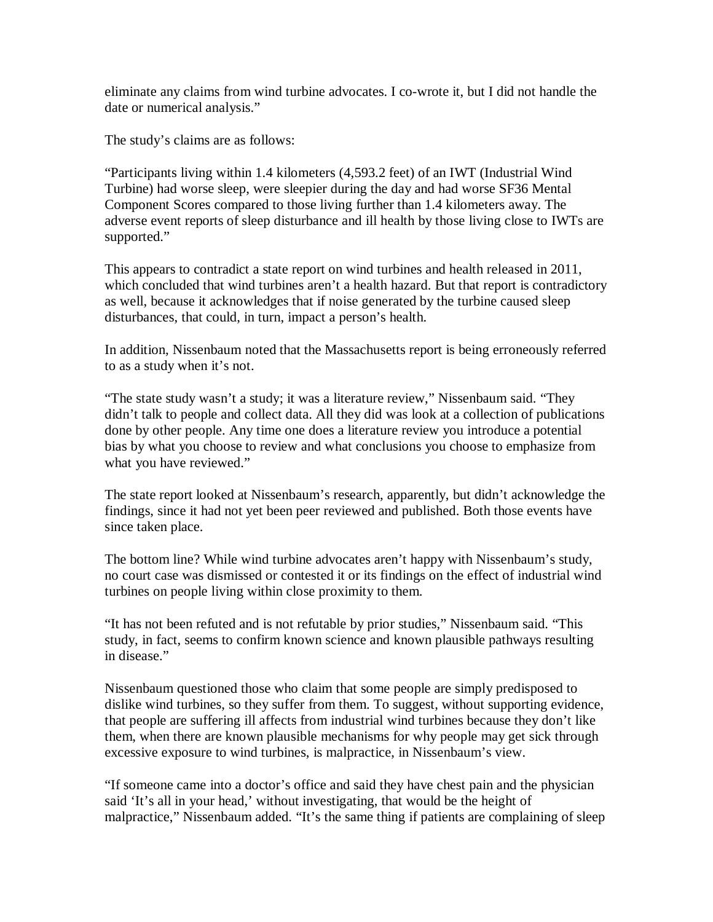eliminate any claims from wind turbine advocates. I co-wrote it, but I did not handle the date or numerical analysis."

The study's claims are as follows:

"Participants living within 1.4 kilometers (4,593.2 feet) of an IWT (Industrial Wind Turbine) had worse sleep, were sleepier during the day and had worse SF36 Mental Component Scores compared to those living further than 1.4 kilometers away. The adverse event reports of sleep disturbance and ill health by those living close to IWTs are supported."

This appears to contradict a state report on wind turbines and health released in 2011, which concluded that wind turbines aren't a health hazard. But that report is contradictory as well, because it acknowledges that if noise generated by the turbine caused sleep disturbances, that could, in turn, impact a person's health.

In addition, Nissenbaum noted that the Massachusetts report is being erroneously referred to as a study when it's not.

"The state study wasn't a study; it was a literature review," Nissenbaum said. "They didn't talk to people and collect data. All they did was look at a collection of publications done by other people. Any time one does a literature review you introduce a potential bias by what you choose to review and what conclusions you choose to emphasize from what you have reviewed."

The state report looked at Nissenbaum's research, apparently, but didn't acknowledge the findings, since it had not yet been peer reviewed and published. Both those events have since taken place.

The bottom line? While wind turbine advocates aren't happy with Nissenbaum's study, no court case was dismissed or contested it or its findings on the effect of industrial wind turbines on people living within close proximity to them.

"It has not been refuted and is not refutable by prior studies," Nissenbaum said. "This study, in fact, seems to confirm known science and known plausible pathways resulting in disease."

Nissenbaum questioned those who claim that some people are simply predisposed to dislike wind turbines, so they suffer from them. To suggest, without supporting evidence, that people are suffering ill affects from industrial wind turbines because they don't like them, when there are known plausible mechanisms for why people may get sick through excessive exposure to wind turbines, is malpractice, in Nissenbaum's view.

"If someone came into a doctor's office and said they have chest pain and the physician said 'It's all in your head,' without investigating, that would be the height of malpractice," Nissenbaum added. "It's the same thing if patients are complaining of sleep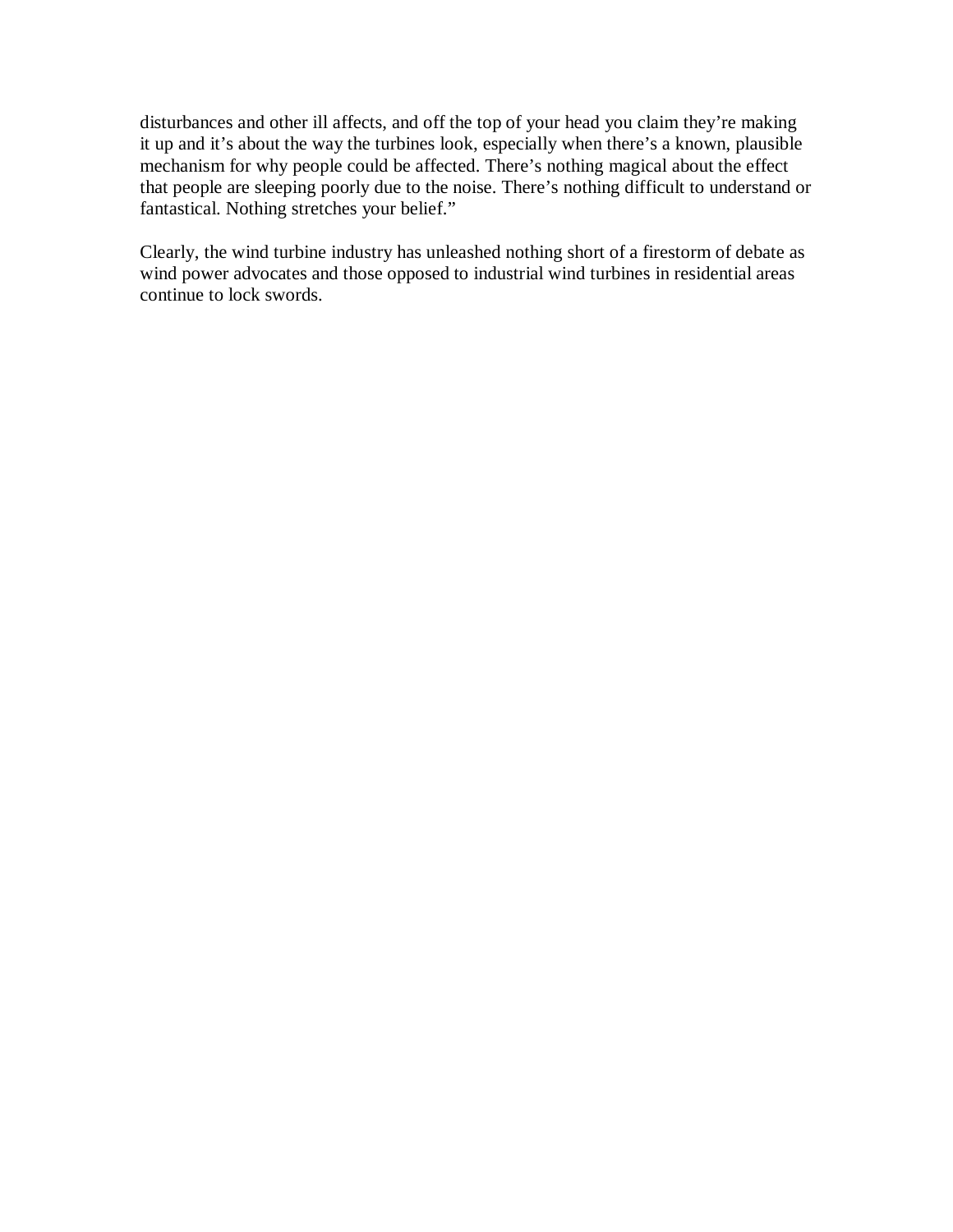disturbances and other ill affects, and off the top of your head you claim they're making it up and it's about the way the turbines look, especially when there's a known, plausible mechanism for why people could be affected. There's nothing magical about the effect that people are sleeping poorly due to the noise. There's nothing difficult to understand or fantastical. Nothing stretches your belief."

Clearly, the wind turbine industry has unleashed nothing short of a firestorm of debate as wind power advocates and those opposed to industrial wind turbines in residential areas continue to lock swords.